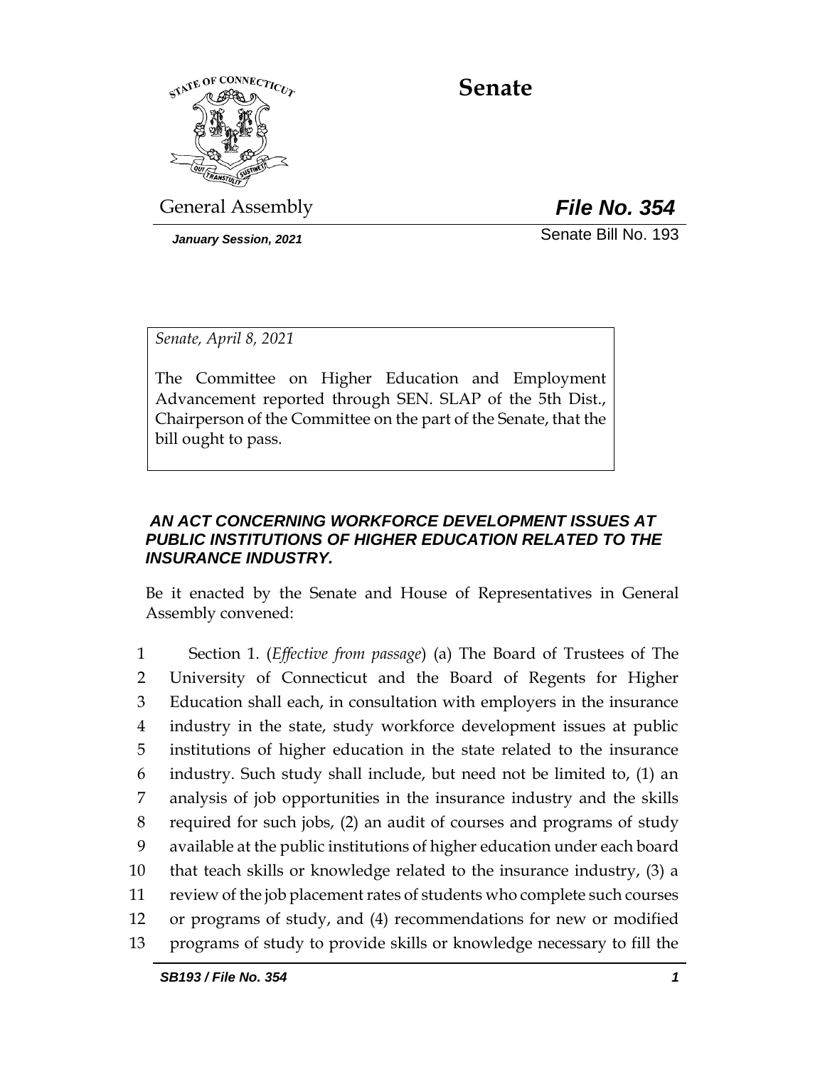# Senate

General Assembly **File No. 354**

*January Session, 2021* Senate Bill No. 193

*Senate, April 8, 2021*

The Committee on Higher Education and Employment Advancement reported through SEN. SLAP of the 5th Dist., Chairperson of the Committee on the part of the Senate, that the bill ought to pass.

***AN ACT CONCERNING WORKFORCE DEVELOPMENT ISSUES AT PUBLIC INSTITUTIONS OF HIGHER EDUCATION RELATED TO THE INSURANCE INDUSTRY.***

Be it enacted by the Senate and House of Representatives in General Assembly convened:

1 Section 1. (*Effective from passage*) (a) The Board of Trustees of The
2 University of Connecticut and the Board of Regents for Higher
3 Education shall each, in consultation with employers in the insurance
4 industry in the state, study workforce development issues at public
5 institutions of higher education in the state related to the insurance
6 industry. Such study shall include, but need not be limited to, (1) an
7 analysis of job opportunities in the insurance industry and the skills
8 required for such jobs, (2) an audit of courses and programs of study
9 available at the public institutions of higher education under each board
10 that teach skills or knowledge related to the insurance industry, (3) a
11 review of the job placement rates of students who complete such courses
12 or programs of study, and (4) recommendations for new or modified
13 programs of study to provide skills or knowledge necessary to fill the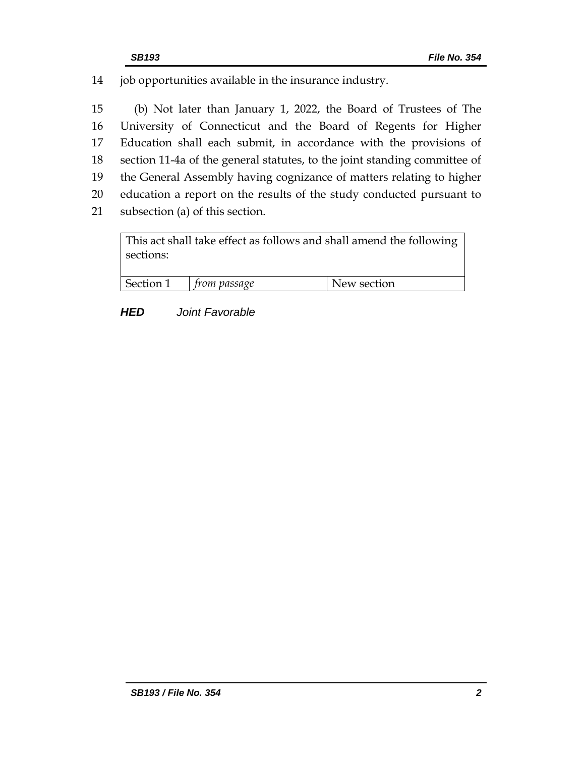14 job opportunities available in the insurance industry.

15 (b) Not later than January 1, 2022, the Board of Trustees of The
16 University of Connecticut and the Board of Regents for Higher
17 Education shall each submit, in accordance with the provisions of
18 section 11-4a of the general statutes, to the joint standing committee of
19 the General Assembly having cognizance of matters relating to higher
20 education a report on the results of the study conducted pursuant to
21 subsection (a) of this section.

| This act shall take effect as follows and shall amend the following sections: | | |
| --- | --- | --- |
| Section 1 | *from passage* | New section |

***HED*** *Joint Favorable*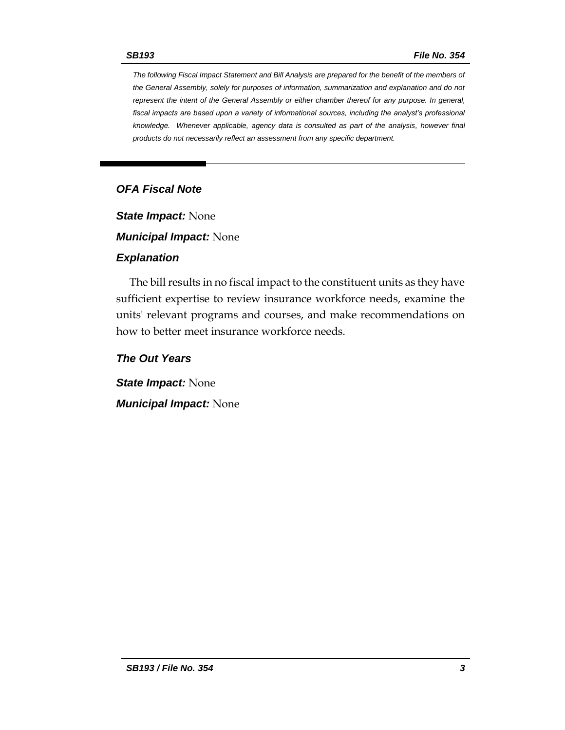*The following Fiscal Impact Statement and Bill Analysis are prepared for the benefit of the members of the General Assembly, solely for purposes of information, summarization and explanation and do not represent the intent of the General Assembly or either chamber thereof for any purpose. In general, fiscal impacts are based upon a variety of informational sources, including the analyst's professional knowledge. Whenever applicable, agency data is consulted as part of the analysis, however final products do not necessarily reflect an assessment from any specific department.*

## *OFA Fiscal Note*

***State Impact:*** None

***Municipal Impact:*** None

### *Explanation*

The bill results in no fiscal impact to the constituent units as they have sufficient expertise to review insurance workforce needs, examine the units' relevant programs and courses, and make recommendations on how to better meet insurance workforce needs.

### *The Out Years*

***State Impact:*** None

***Municipal Impact:*** None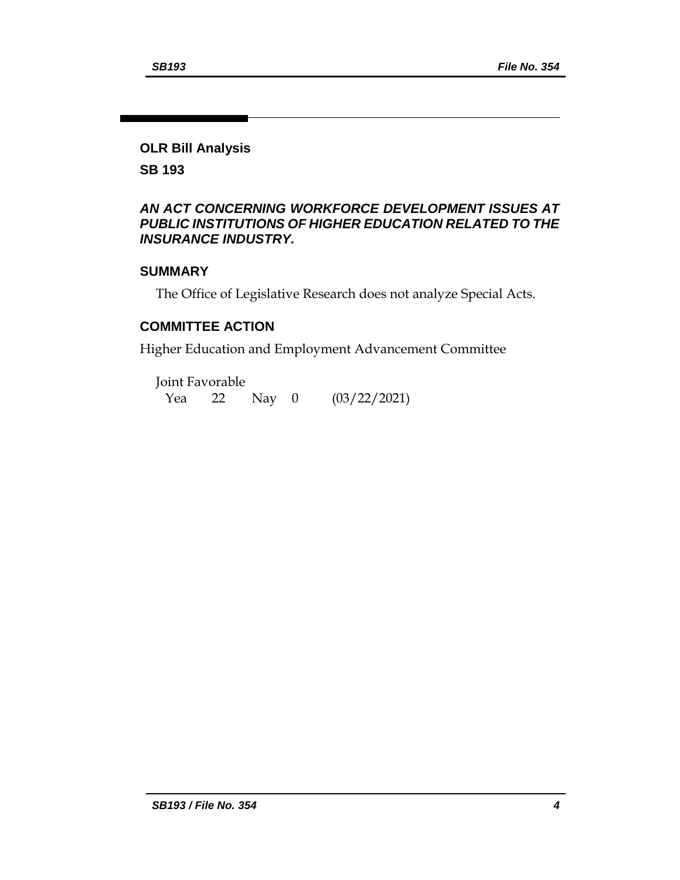## OLR Bill Analysis

## SB 193

### *AN ACT CONCERNING WORKFORCE DEVELOPMENT ISSUES AT PUBLIC INSTITUTIONS OF HIGHER EDUCATION RELATED TO THE INSURANCE INDUSTRY.*

### SUMMARY

The Office of Legislative Research does not analyze Special Acts.

### COMMITTEE ACTION

Higher Education and Employment Advancement Committee

Joint Favorable
Yea 22 Nay 0 (03/22/2021)